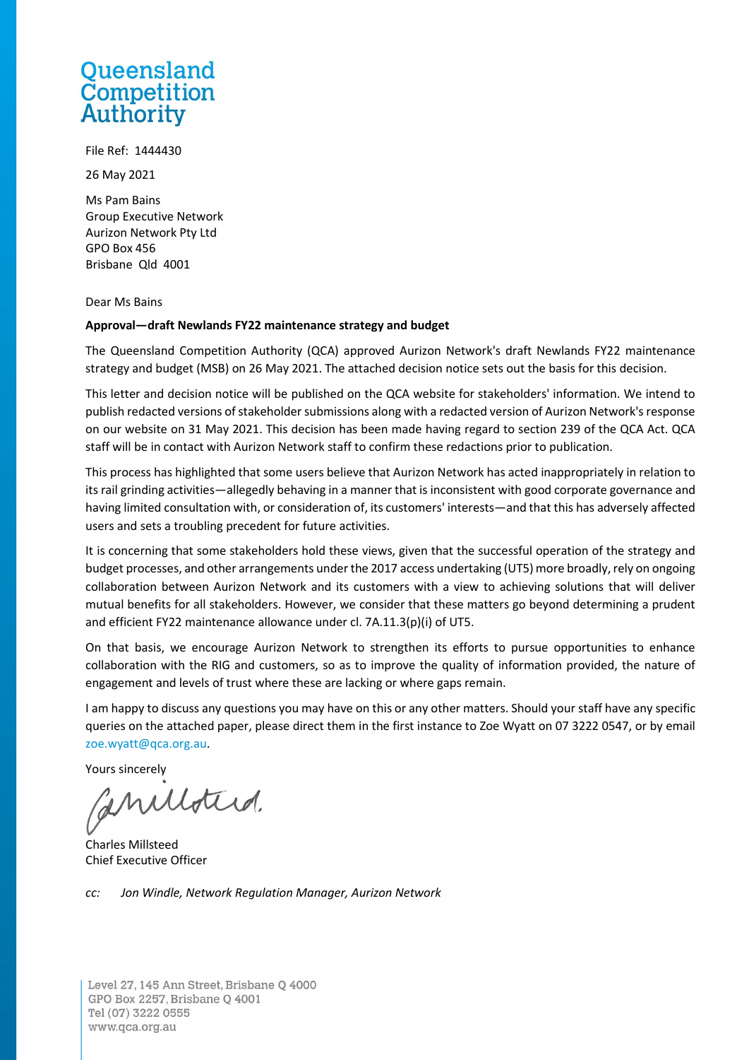Queensland Competition Authority

File Ref: 1444430

26 May 2021

Ms Pam Bains
Group Executive Network
Aurizon Network Pty Ltd
GPO Box 456
Brisbane Qld 4001

Dear Ms Bains

**Approval—draft Newlands FY22 maintenance strategy and budget**

The Queensland Competition Authority (QCA) approved Aurizon Network's draft Newlands FY22 maintenance strategy and budget (MSB) on 26 May 2021. The attached decision notice sets out the basis for this decision.

This letter and decision notice will be published on the QCA website for stakeholders' information. We intend to publish redacted versions of stakeholder submissions along with a redacted version of Aurizon Network's response on our website on 31 May 2021. This decision has been made having regard to section 239 of the QCA Act. QCA staff will be in contact with Aurizon Network staff to confirm these redactions prior to publication.

This process has highlighted that some users believe that Aurizon Network has acted inappropriately in relation to its rail grinding activities—allegedly behaving in a manner that is inconsistent with good corporate governance and having limited consultation with, or consideration of, its customers' interests—and that this has adversely affected users and sets a troubling precedent for future activities.

It is concerning that some stakeholders hold these views, given that the successful operation of the strategy and budget processes, and other arrangements under the 2017 access undertaking (UT5) more broadly, rely on ongoing collaboration between Aurizon Network and its customers with a view to achieving solutions that will deliver mutual benefits for all stakeholders. However, we consider that these matters go beyond determining a prudent and efficient FY22 maintenance allowance under cl. 7A.11.3(p)(i) of UT5.

On that basis, we encourage Aurizon Network to strengthen its efforts to pursue opportunities to enhance collaboration with the RIG and customers, so as to improve the quality of information provided, the nature of engagement and levels of trust where these are lacking or where gaps remain.

I am happy to discuss any questions you may have on this or any other matters. Should your staff have any specific queries on the attached paper, please direct them in the first instance to Zoe Wyatt on 07 3222 0547, or by email zoe.wyatt@qca.org.au.

Yours sincerely

Charles Millsteed
Chief Executive Officer

*cc: Jon Windle, Network Regulation Manager, Aurizon Network*

Level 27, 145 Ann Street, Brisbane Q 4000
GPO Box 2257, Brisbane Q 4001
Tel (07) 3222 0555
www.qca.org.au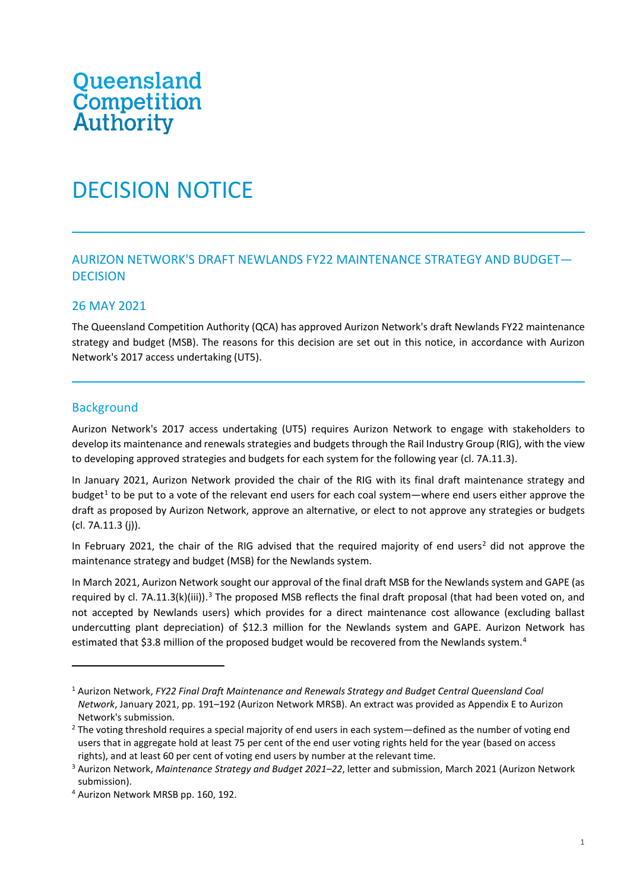Queensland Competition Authority

# DECISION NOTICE

## AURIZON NETWORK'S DRAFT NEWLANDS FY22 MAINTENANCE STRATEGY AND BUDGET—DECISION

## 26 MAY 2021

The Queensland Competition Authority (QCA) has approved Aurizon Network's draft Newlands FY22 maintenance strategy and budget (MSB). The reasons for this decision are set out in this notice, in accordance with Aurizon Network's 2017 access undertaking (UT5).

## Background

Aurizon Network's 2017 access undertaking (UT5) requires Aurizon Network to engage with stakeholders to develop its maintenance and renewals strategies and budgets through the Rail Industry Group (RIG), with the view to developing approved strategies and budgets for each system for the following year (cl. 7A.11.3).

In January 2021, Aurizon Network provided the chair of the RIG with its final draft maintenance strategy and budget[1] to be put to a vote of the relevant end users for each coal system—where end users either approve the draft as proposed by Aurizon Network, approve an alternative, or elect to not approve any strategies or budgets (cl. 7A.11.3 (j)).

In February 2021, the chair of the RIG advised that the required majority of end users[2] did not approve the maintenance strategy and budget (MSB) for the Newlands system.

In March 2021, Aurizon Network sought our approval of the final draft MSB for the Newlands system and GAPE (as required by cl. 7A.11.3(k)(iii)).[3] The proposed MSB reflects the final draft proposal (that had been voted on, and not accepted by Newlands users) which provides for a direct maintenance cost allowance (excluding ballast undercutting plant depreciation) of $12.3 million for the Newlands system and GAPE. Aurizon Network has estimated that $3.8 million of the proposed budget would be recovered from the Newlands system.[4]

---

[1] Aurizon Network, *FY22 Final Draft Maintenance and Renewals Strategy and Budget Central Queensland Coal Network*, January 2021, pp. 191–192 (Aurizon Network MRSB). An extract was provided as Appendix E to Aurizon Network's submission.

[2] The voting threshold requires a special majority of end users in each system—defined as the number of voting end users that in aggregate hold at least 75 per cent of the end user voting rights held for the year (based on access rights), and at least 60 per cent of voting end users by number at the relevant time.

[3] Aurizon Network, *Maintenance Strategy and Budget 2021–22*, letter and submission, March 2021 (Aurizon Network submission).

[4] Aurizon Network MRSB pp. 160, 192.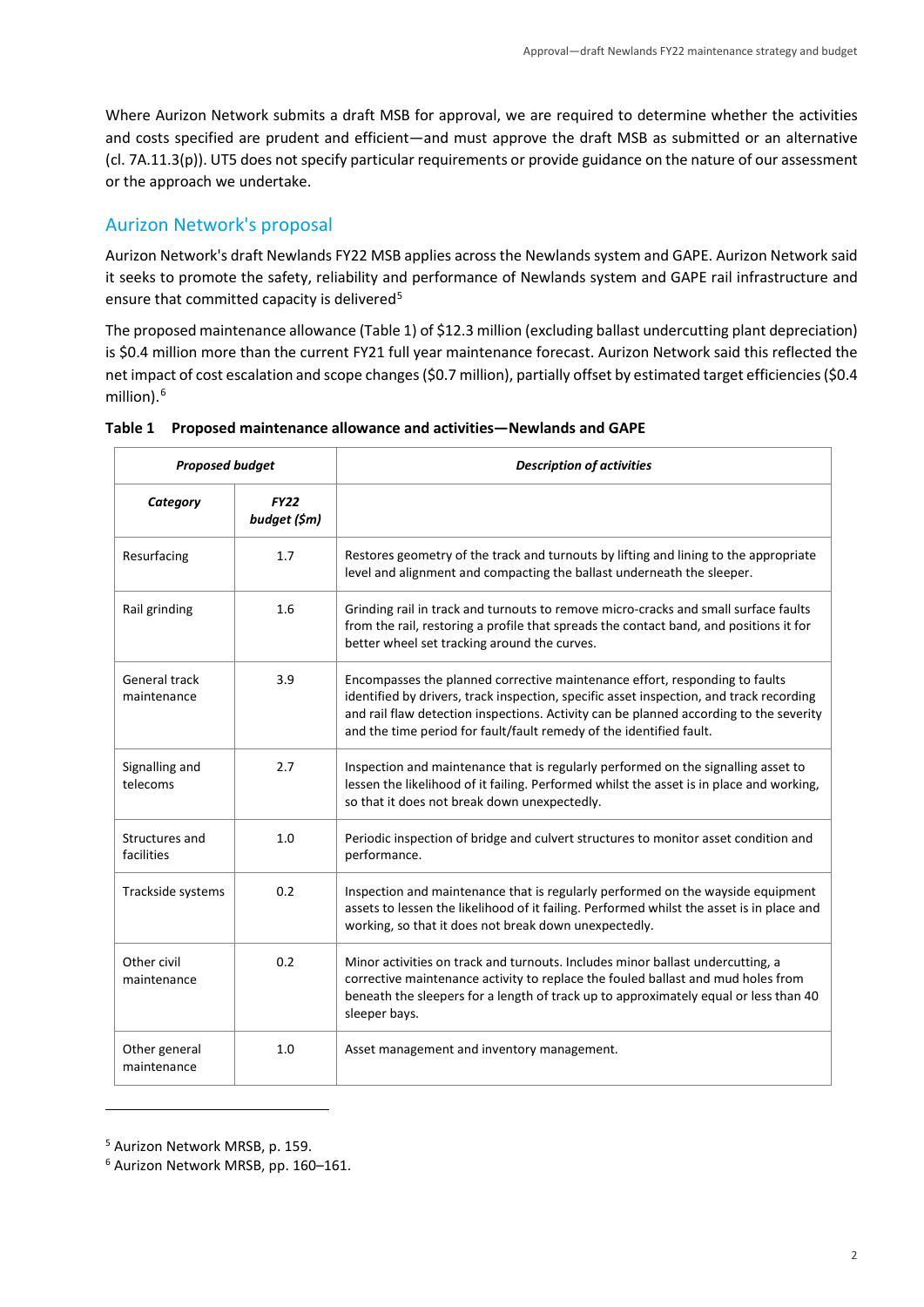Where Aurizon Network submits a draft MSB for approval, we are required to determine whether the activities and costs specified are prudent and efficient—and must approve the draft MSB as submitted or an alternative (cl. 7A.11.3(p)). UT5 does not specify particular requirements or provide guidance on the nature of our assessment or the approach we undertake.

## Aurizon Network's proposal

Aurizon Network's draft Newlands FY22 MSB applies across the Newlands system and GAPE. Aurizon Network said it seeks to promote the safety, reliability and performance of Newlands system and GAPE rail infrastructure and ensure that committed capacity is delivered[5]

The proposed maintenance allowance (Table 1) of $12.3 million (excluding ballast undercutting plant depreciation) is $0.4 million more than the current FY21 full year maintenance forecast. Aurizon Network said this reflected the net impact of cost escalation and scope changes ($0.7 million), partially offset by estimated target efficiencies ($0.4 million).[6]

**Table 1 Proposed maintenance allowance and activities—Newlands and GAPE**

| ***Proposed budget*** | | ***Description of activities*** |
|---|---|---|
| ***Category*** | ***FY22 budget ($m)*** | |
| Resurfacing | 1.7 | Restores geometry of the track and turnouts by lifting and lining to the appropriate level and alignment and compacting the ballast underneath the sleeper. |
| Rail grinding | 1.6 | Grinding rail in track and turnouts to remove micro-cracks and small surface faults from the rail, restoring a profile that spreads the contact band, and positions it for better wheel set tracking around the curves. |
| General track maintenance | 3.9 | Encompasses the planned corrective maintenance effort, responding to faults identified by drivers, track inspection, specific asset inspection, and track recording and rail flaw detection inspections. Activity can be planned according to the severity and the time period for fault/fault remedy of the identified fault. |
| Signalling and telecoms | 2.7 | Inspection and maintenance that is regularly performed on the signalling asset to lessen the likelihood of it failing. Performed whilst the asset is in place and working, so that it does not break down unexpectedly. |
| Structures and facilities | 1.0 | Periodic inspection of bridge and culvert structures to monitor asset condition and performance. |
| Trackside systems | 0.2 | Inspection and maintenance that is regularly performed on the wayside equipment assets to lessen the likelihood of it failing. Performed whilst the asset is in place and working, so that it does not break down unexpectedly. |
| Other civil maintenance | 0.2 | Minor activities on track and turnouts. Includes minor ballast undercutting, a corrective maintenance activity to replace the fouled ballast and mud holes from beneath the sleepers for a length of track up to approximately equal or less than 40 sleeper bays. |
| Other general maintenance | 1.0 | Asset management and inventory management. |

[5] Aurizon Network MRSB, p. 159.

[6] Aurizon Network MRSB, pp. 160–161.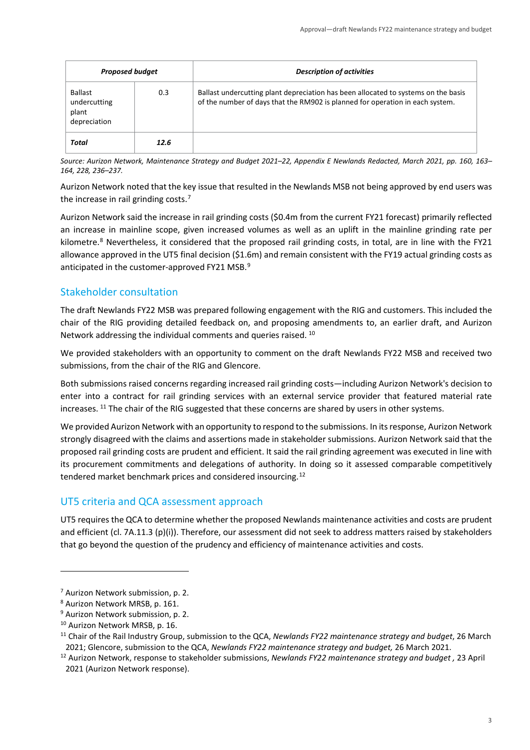| *Proposed budget* | | *Description of activities* |
|---|---|---|
| Ballast undercutting plant depreciation | 0.3 | Ballast undercutting plant depreciation has been allocated to systems on the basis of the number of days that the RM902 is planned for operation in each system. |
| ***Total*** | ***12.6*** | |

*Source: Aurizon Network, Maintenance Strategy and Budget 2021–22, Appendix E Newlands Redacted, March 2021, pp. 160, 163–164, 228, 236–237.*

Aurizon Network noted that the key issue that resulted in the Newlands MSB not being approved by end users was the increase in rail grinding costs.[7]

Aurizon Network said the increase in rail grinding costs ($0.4m from the current FY21 forecast) primarily reflected an increase in mainline scope, given increased volumes as well as an uplift in the mainline grinding rate per kilometre.[8] Nevertheless, it considered that the proposed rail grinding costs, in total, are in line with the FY21 allowance approved in the UT5 final decision ($1.6m) and remain consistent with the FY19 actual grinding costs as anticipated in the customer-approved FY21 MSB.[9]

## Stakeholder consultation

The draft Newlands FY22 MSB was prepared following engagement with the RIG and customers. This included the chair of the RIG providing detailed feedback on, and proposing amendments to, an earlier draft, and Aurizon Network addressing the individual comments and queries raised.[10]

We provided stakeholders with an opportunity to comment on the draft Newlands FY22 MSB and received two submissions, from the chair of the RIG and Glencore.

Both submissions raised concerns regarding increased rail grinding costs—including Aurizon Network's decision to enter into a contract for rail grinding services with an external service provider that featured material rate increases.[11] The chair of the RIG suggested that these concerns are shared by users in other systems.

We provided Aurizon Network with an opportunity to respond to the submissions. In its response, Aurizon Network strongly disagreed with the claims and assertions made in stakeholder submissions. Aurizon Network said that the proposed rail grinding costs are prudent and efficient. It said the rail grinding agreement was executed in line with its procurement commitments and delegations of authority. In doing so it assessed comparable competitively tendered market benchmark prices and considered insourcing.[12]

## UT5 criteria and QCA assessment approach

UT5 requires the QCA to determine whether the proposed Newlands maintenance activities and costs are prudent and efficient (cl. 7A.11.3 (p)(i)). Therefore, our assessment did not seek to address matters raised by stakeholders that go beyond the question of the prudency and efficiency of maintenance activities and costs.

---

[7] Aurizon Network submission, p. 2.

[8] Aurizon Network MRSB, p. 161.

[9] Aurizon Network submission, p. 2.

[10] Aurizon Network MRSB, p. 16.

[11] Chair of the Rail Industry Group, submission to the QCA, *Newlands FY22 maintenance strategy and budget*, 26 March 2021; Glencore, submission to the QCA, *Newlands FY22 maintenance strategy and budget,* 26 March 2021.

[12] Aurizon Network, response to stakeholder submissions, *Newlands FY22 maintenance strategy and budget ,* 23 April 2021 (Aurizon Network response).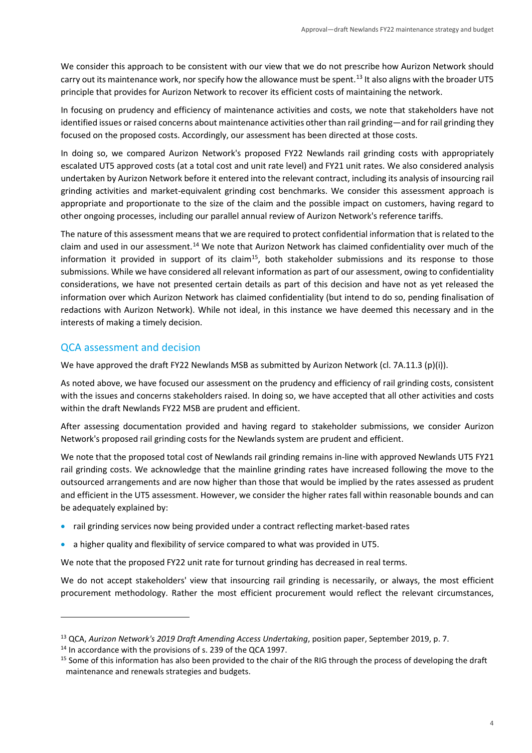We consider this approach to be consistent with our view that we do not prescribe how Aurizon Network should carry out its maintenance work, nor specify how the allowance must be spent.[13] It also aligns with the broader UT5 principle that provides for Aurizon Network to recover its efficient costs of maintaining the network.

In focusing on prudency and efficiency of maintenance activities and costs, we note that stakeholders have not identified issues or raised concerns about maintenance activities other than rail grinding—and for rail grinding they focused on the proposed costs. Accordingly, our assessment has been directed at those costs.

In doing so, we compared Aurizon Network's proposed FY22 Newlands rail grinding costs with appropriately escalated UT5 approved costs (at a total cost and unit rate level) and FY21 unit rates. We also considered analysis undertaken by Aurizon Network before it entered into the relevant contract, including its analysis of insourcing rail grinding activities and market-equivalent grinding cost benchmarks. We consider this assessment approach is appropriate and proportionate to the size of the claim and the possible impact on customers, having regard to other ongoing processes, including our parallel annual review of Aurizon Network's reference tariffs.

The nature of this assessment means that we are required to protect confidential information that is related to the claim and used in our assessment.[14] We note that Aurizon Network has claimed confidentiality over much of the information it provided in support of its claim[15], both stakeholder submissions and its response to those submissions. While we have considered all relevant information as part of our assessment, owing to confidentiality considerations, we have not presented certain details as part of this decision and have not as yet released the information over which Aurizon Network has claimed confidentiality (but intend to do so, pending finalisation of redactions with Aurizon Network). While not ideal, in this instance we have deemed this necessary and in the interests of making a timely decision.

## QCA assessment and decision

We have approved the draft FY22 Newlands MSB as submitted by Aurizon Network (cl. 7A.11.3 (p)(i)).

As noted above, we have focused our assessment on the prudency and efficiency of rail grinding costs, consistent with the issues and concerns stakeholders raised. In doing so, we have accepted that all other activities and costs within the draft Newlands FY22 MSB are prudent and efficient.

After assessing documentation provided and having regard to stakeholder submissions, we consider Aurizon Network's proposed rail grinding costs for the Newlands system are prudent and efficient.

We note that the proposed total cost of Newlands rail grinding remains in-line with approved Newlands UT5 FY21 rail grinding costs. We acknowledge that the mainline grinding rates have increased following the move to the outsourced arrangements and are now higher than those that would be implied by the rates assessed as prudent and efficient in the UT5 assessment. However, we consider the higher rates fall within reasonable bounds and can be adequately explained by:

- rail grinding services now being provided under a contract reflecting market-based rates
- a higher quality and flexibility of service compared to what was provided in UT5.

We note that the proposed FY22 unit rate for turnout grinding has decreased in real terms.

We do not accept stakeholders' view that insourcing rail grinding is necessarily, or always, the most efficient procurement methodology. Rather the most efficient procurement would reflect the relevant circumstances,

[13] QCA, *Aurizon Network's 2019 Draft Amending Access Undertaking*, position paper, September 2019, p. 7.

[14] In accordance with the provisions of s. 239 of the QCA 1997.

[15] Some of this information has also been provided to the chair of the RIG through the process of developing the draft maintenance and renewals strategies and budgets.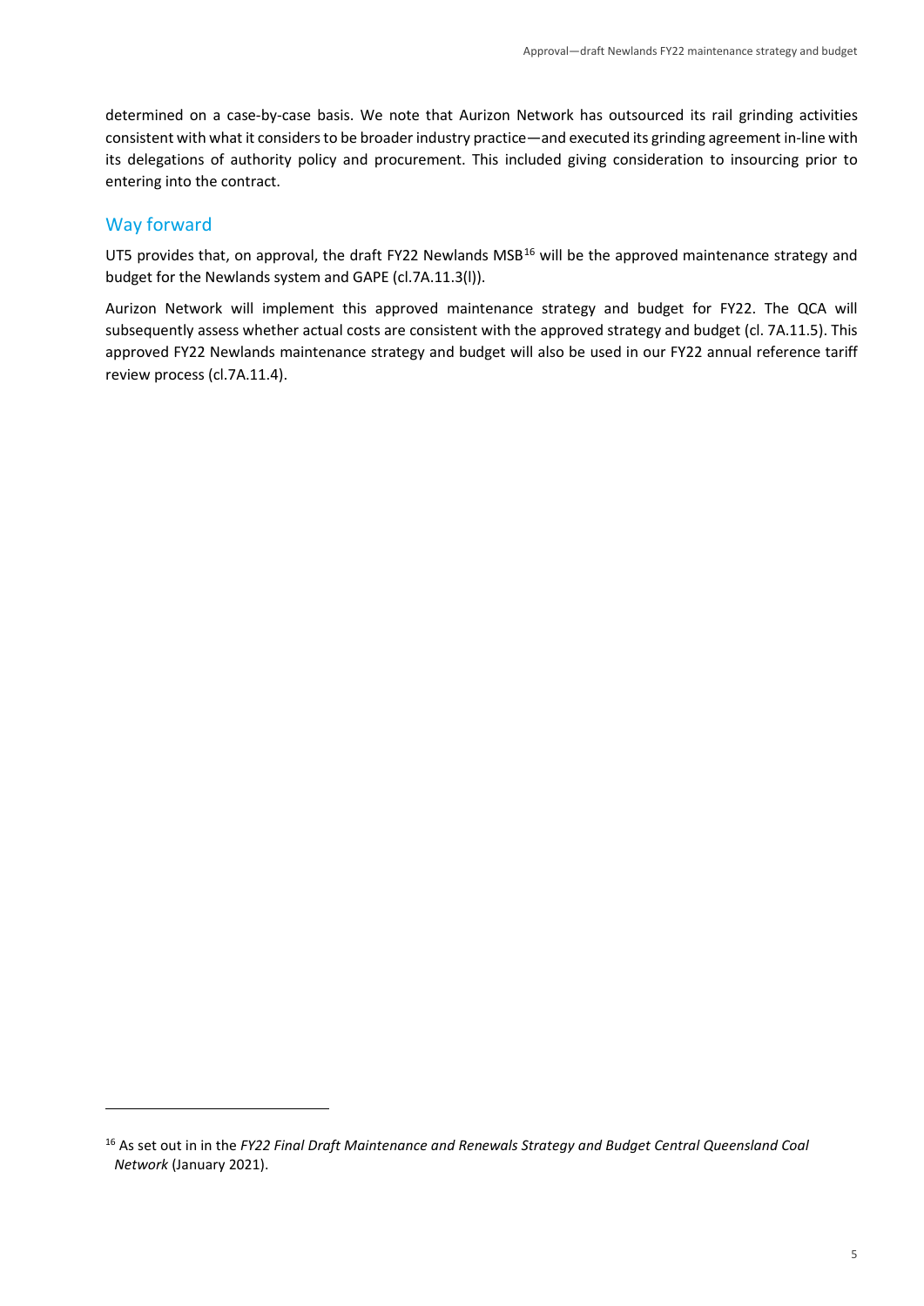determined on a case-by-case basis. We note that Aurizon Network has outsourced its rail grinding activities consistent with what it considers to be broader industry practice—and executed its grinding agreement in-line with its delegations of authority policy and procurement. This included giving consideration to insourcing prior to entering into the contract.

## Way forward

UT5 provides that, on approval, the draft FY22 Newlands MSB[16] will be the approved maintenance strategy and budget for the Newlands system and GAPE (cl.7A.11.3(l)).

Aurizon Network will implement this approved maintenance strategy and budget for FY22. The QCA will subsequently assess whether actual costs are consistent with the approved strategy and budget (cl. 7A.11.5). This approved FY22 Newlands maintenance strategy and budget will also be used in our FY22 annual reference tariff review process (cl.7A.11.4).

---

[16] As set out in in the *FY22 Final Draft Maintenance and Renewals Strategy and Budget Central Queensland Coal Network* (January 2021).